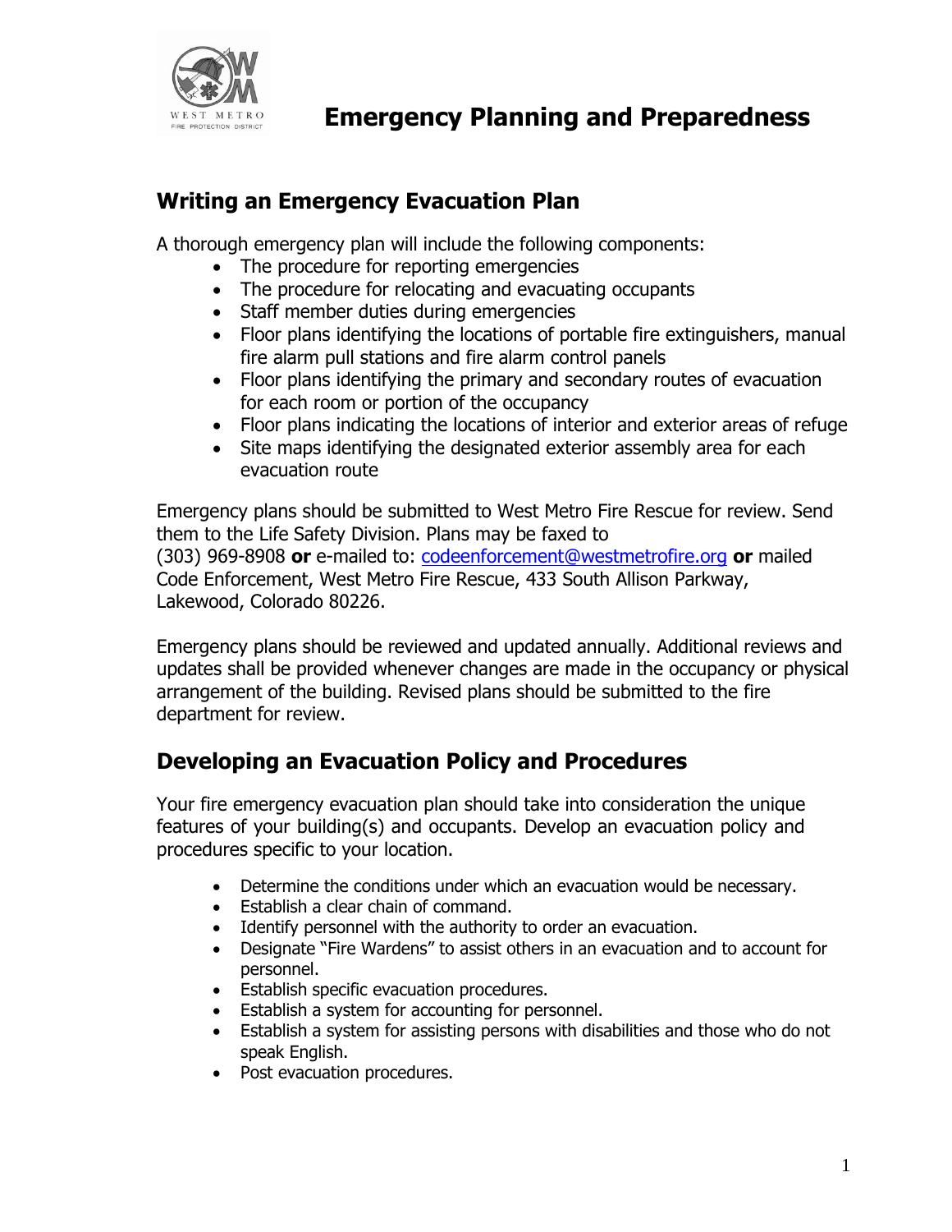# Emergency Planning and Preparedness

## Writing an Emergency Evacuation Plan

A thorough emergency plan will include the following components:

- The procedure for reporting emergencies
- The procedure for relocating and evacuating occupants
- Staff member duties during emergencies
- Floor plans identifying the locations of portable fire extinguishers, manual fire alarm pull stations and fire alarm control panels
- Floor plans identifying the primary and secondary routes of evacuation for each room or portion of the occupancy
- Floor plans indicating the locations of interior and exterior areas of refuge
- Site maps identifying the designated exterior assembly area for each evacuation route

Emergency plans should be submitted to West Metro Fire Rescue for review. Send them to the Life Safety Division. Plans may be faxed to (303) 969-8908 **or** e-mailed to: codeenforcement@westmetrofire.org **or** mailed Code Enforcement, West Metro Fire Rescue, 433 South Allison Parkway, Lakewood, Colorado 80226.

Emergency plans should be reviewed and updated annually. Additional reviews and updates shall be provided whenever changes are made in the occupancy or physical arrangement of the building. Revised plans should be submitted to the fire department for review.

## Developing an Evacuation Policy and Procedures

Your fire emergency evacuation plan should take into consideration the unique features of your building(s) and occupants. Develop an evacuation policy and procedures specific to your location.

- Determine the conditions under which an evacuation would be necessary.
- Establish a clear chain of command.
- Identify personnel with the authority to order an evacuation.
- Designate "Fire Wardens" to assist others in an evacuation and to account for personnel.
- Establish specific evacuation procedures.
- Establish a system for accounting for personnel.
- Establish a system for assisting persons with disabilities and those who do not speak English.
- Post evacuation procedures.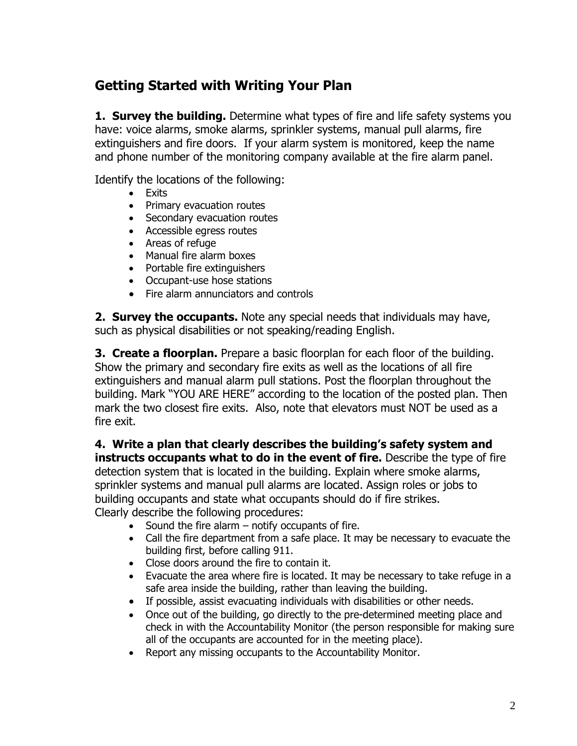## Getting Started with Writing Your Plan

**1. Survey the building.** Determine what types of fire and life safety systems you have: voice alarms, smoke alarms, sprinkler systems, manual pull alarms, fire extinguishers and fire doors. If your alarm system is monitored, keep the name and phone number of the monitoring company available at the fire alarm panel.

Identify the locations of the following:

- Exits
- Primary evacuation routes
- Secondary evacuation routes
- Accessible egress routes
- Areas of refuge
- Manual fire alarm boxes
- Portable fire extinguishers
- Occupant-use hose stations
- Fire alarm annunciators and controls

**2. Survey the occupants.** Note any special needs that individuals may have, such as physical disabilities or not speaking/reading English.

**3. Create a floorplan.** Prepare a basic floorplan for each floor of the building. Show the primary and secondary fire exits as well as the locations of all fire extinguishers and manual alarm pull stations. Post the floorplan throughout the building. Mark "YOU ARE HERE" according to the location of the posted plan. Then mark the two closest fire exits. Also, note that elevators must NOT be used as a fire exit.

**4. Write a plan that clearly describes the building's safety system and instructs occupants what to do in the event of fire.** Describe the type of fire detection system that is located in the building. Explain where smoke alarms, sprinkler systems and manual pull alarms are located. Assign roles or jobs to building occupants and state what occupants should do if fire strikes. Clearly describe the following procedures:

- Sound the fire alarm – notify occupants of fire.
- Call the fire department from a safe place. It may be necessary to evacuate the building first, before calling 911.
- Close doors around the fire to contain it.
- Evacuate the area where fire is located. It may be necessary to take refuge in a safe area inside the building, rather than leaving the building.
- If possible, assist evacuating individuals with disabilities or other needs.
- Once out of the building, go directly to the pre-determined meeting place and check in with the Accountability Monitor (the person responsible for making sure all of the occupants are accounted for in the meeting place).
- Report any missing occupants to the Accountability Monitor.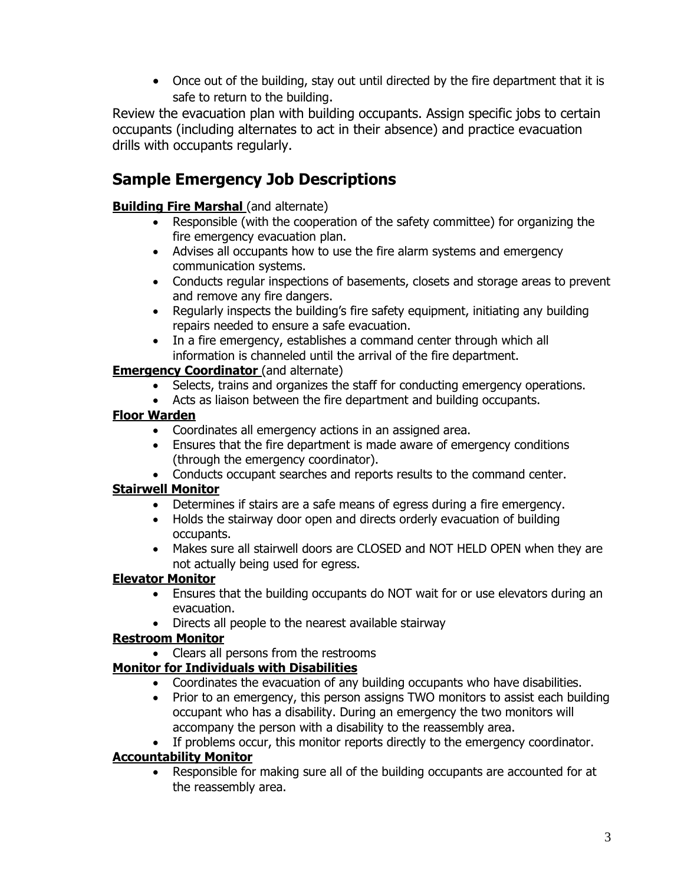- Once out of the building, stay out until directed by the fire department that it is safe to return to the building.

Review the evacuation plan with building occupants. Assign specific jobs to certain occupants (including alternates to act in their absence) and practice evacuation drills with occupants regularly.

## Sample Emergency Job Descriptions

**Building Fire Marshal** (and alternate)

- Responsible (with the cooperation of the safety committee) for organizing the fire emergency evacuation plan.
- Advises all occupants how to use the fire alarm systems and emergency communication systems.
- Conducts regular inspections of basements, closets and storage areas to prevent and remove any fire dangers.
- Regularly inspects the building's fire safety equipment, initiating any building repairs needed to ensure a safe evacuation.
- In a fire emergency, establishes a command center through which all information is channeled until the arrival of the fire department.

**Emergency Coordinator** (and alternate)

- Selects, trains and organizes the staff for conducting emergency operations.
- Acts as liaison between the fire department and building occupants.

**Floor Warden**

- Coordinates all emergency actions in an assigned area.
- Ensures that the fire department is made aware of emergency conditions (through the emergency coordinator).
- Conducts occupant searches and reports results to the command center.

**Stairwell Monitor**

- Determines if stairs are a safe means of egress during a fire emergency.
- Holds the stairway door open and directs orderly evacuation of building occupants.
- Makes sure all stairwell doors are CLOSED and NOT HELD OPEN when they are not actually being used for egress.

**Elevator Monitor**

- Ensures that the building occupants do NOT wait for or use elevators during an evacuation.
- Directs all people to the nearest available stairway

**Restroom Monitor**

- Clears all persons from the restrooms

**Monitor for Individuals with Disabilities**

- Coordinates the evacuation of any building occupants who have disabilities.
- Prior to an emergency, this person assigns TWO monitors to assist each building occupant who has a disability. During an emergency the two monitors will accompany the person with a disability to the reassembly area.
- If problems occur, this monitor reports directly to the emergency coordinator.

**Accountability Monitor**

- Responsible for making sure all of the building occupants are accounted for at the reassembly area.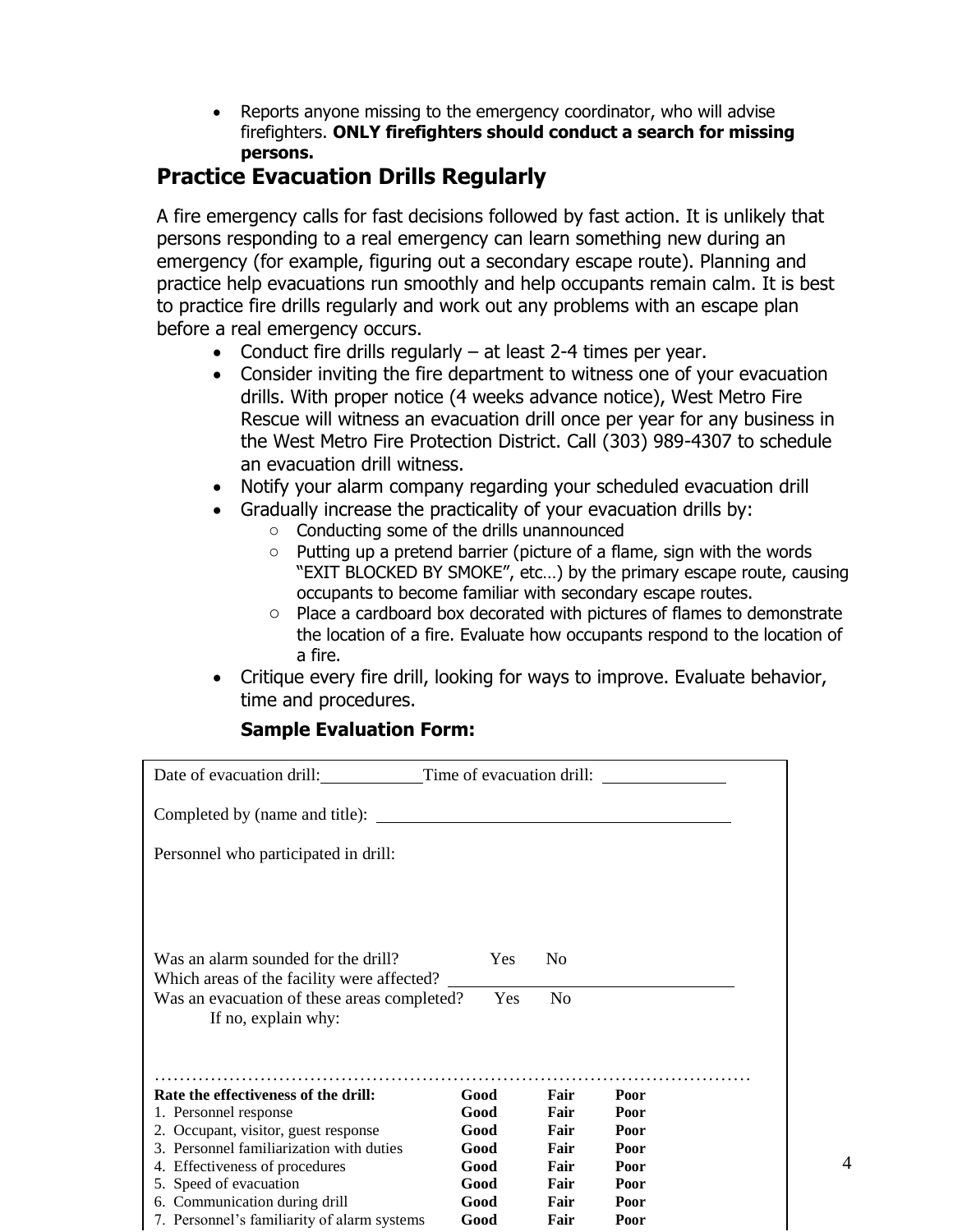- Reports anyone missing to the emergency coordinator, who will advise firefighters. **ONLY firefighters should conduct a search for missing persons.**

## Practice Evacuation Drills Regularly

A fire emergency calls for fast decisions followed by fast action. It is unlikely that persons responding to a real emergency can learn something new during an emergency (for example, figuring out a secondary escape route). Planning and practice help evacuations run smoothly and help occupants remain calm. It is best to practice fire drills regularly and work out any problems with an escape plan before a real emergency occurs.

- Conduct fire drills regularly – at least 2-4 times per year.
- Consider inviting the fire department to witness one of your evacuation drills. With proper notice (4 weeks advance notice), West Metro Fire Rescue will witness an evacuation drill once per year for any business in the West Metro Fire Protection District. Call (303) 989-4307 to schedule an evacuation drill witness.
- Notify your alarm company regarding your scheduled evacuation drill
- Gradually increase the practicality of your evacuation drills by:
  - Conducting some of the drills unannounced
  - Putting up a pretend barrier (picture of a flame, sign with the words "EXIT BLOCKED BY SMOKE", etc…) by the primary escape route, causing occupants to become familiar with secondary escape routes.
  - Place a cardboard box decorated with pictures of flames to demonstrate the location of a fire. Evaluate how occupants respond to the location of a fire.
- Critique every fire drill, looking for ways to improve. Evaluate behavior, time and procedures.

**Sample Evaluation Form:**

Date of evacuation drill: ____________ Time of evacuation drill: ______________

Completed by (name and title): ____________________________________________

Personnel who participated in drill:

Was an alarm sounded for the drill? Yes No

Which areas of the facility were affected? __________________________________

Was an evacuation of these areas completed? Yes No

If no, explain why:

…………………………………………………………………………………………

| Rate the effectiveness of the drill: | Good | Fair | Poor |
|---|---|---|---|
| 1. Personnel response | Good | Fair | Poor |
| 2. Occupant, visitor, guest response | Good | Fair | Poor |
| 3. Personnel familiarization with duties | Good | Fair | Poor |
| 4. Effectiveness of procedures | Good | Fair | Poor |
| 5. Speed of evacuation | Good | Fair | Poor |
| 6. Communication during drill | Good | Fair | Poor |
| 7. Personnel's familiarity of alarm systems | Good | Fair | Poor |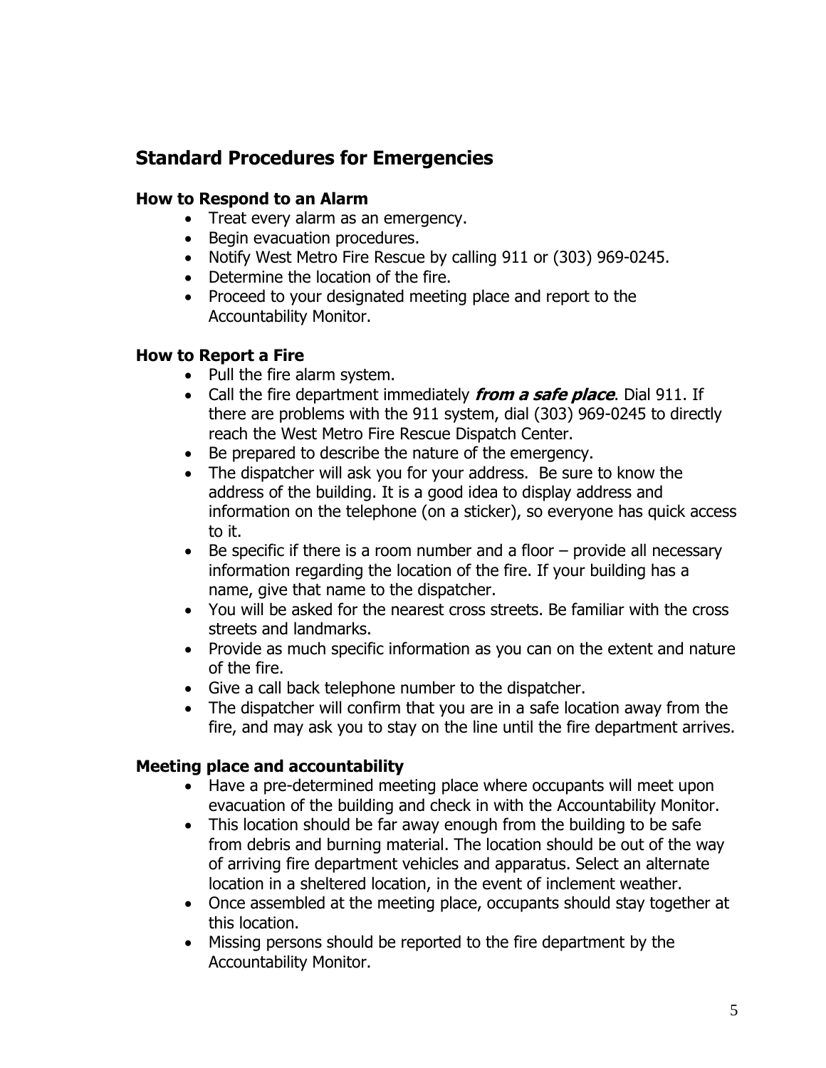## Standard Procedures for Emergencies

### How to Respond to an Alarm

- Treat every alarm as an emergency.
- Begin evacuation procedures.
- Notify West Metro Fire Rescue by calling 911 or (303) 969-0245.
- Determine the location of the fire.
- Proceed to your designated meeting place and report to the Accountability Monitor.

### How to Report a Fire

- Pull the fire alarm system.
- Call the fire department immediately ***from a safe place***. Dial 911. If there are problems with the 911 system, dial (303) 969-0245 to directly reach the West Metro Fire Rescue Dispatch Center.
- Be prepared to describe the nature of the emergency.
- The dispatcher will ask you for your address. Be sure to know the address of the building. It is a good idea to display address and information on the telephone (on a sticker), so everyone has quick access to it.
- Be specific if there is a room number and a floor – provide all necessary information regarding the location of the fire. If your building has a name, give that name to the dispatcher.
- You will be asked for the nearest cross streets. Be familiar with the cross streets and landmarks.
- Provide as much specific information as you can on the extent and nature of the fire.
- Give a call back telephone number to the dispatcher.
- The dispatcher will confirm that you are in a safe location away from the fire, and may ask you to stay on the line until the fire department arrives.

### Meeting place and accountability

- Have a pre-determined meeting place where occupants will meet upon evacuation of the building and check in with the Accountability Monitor.
- This location should be far away enough from the building to be safe from debris and burning material. The location should be out of the way of arriving fire department vehicles and apparatus. Select an alternate location in a sheltered location, in the event of inclement weather.
- Once assembled at the meeting place, occupants should stay together at this location.
- Missing persons should be reported to the fire department by the Accountability Monitor.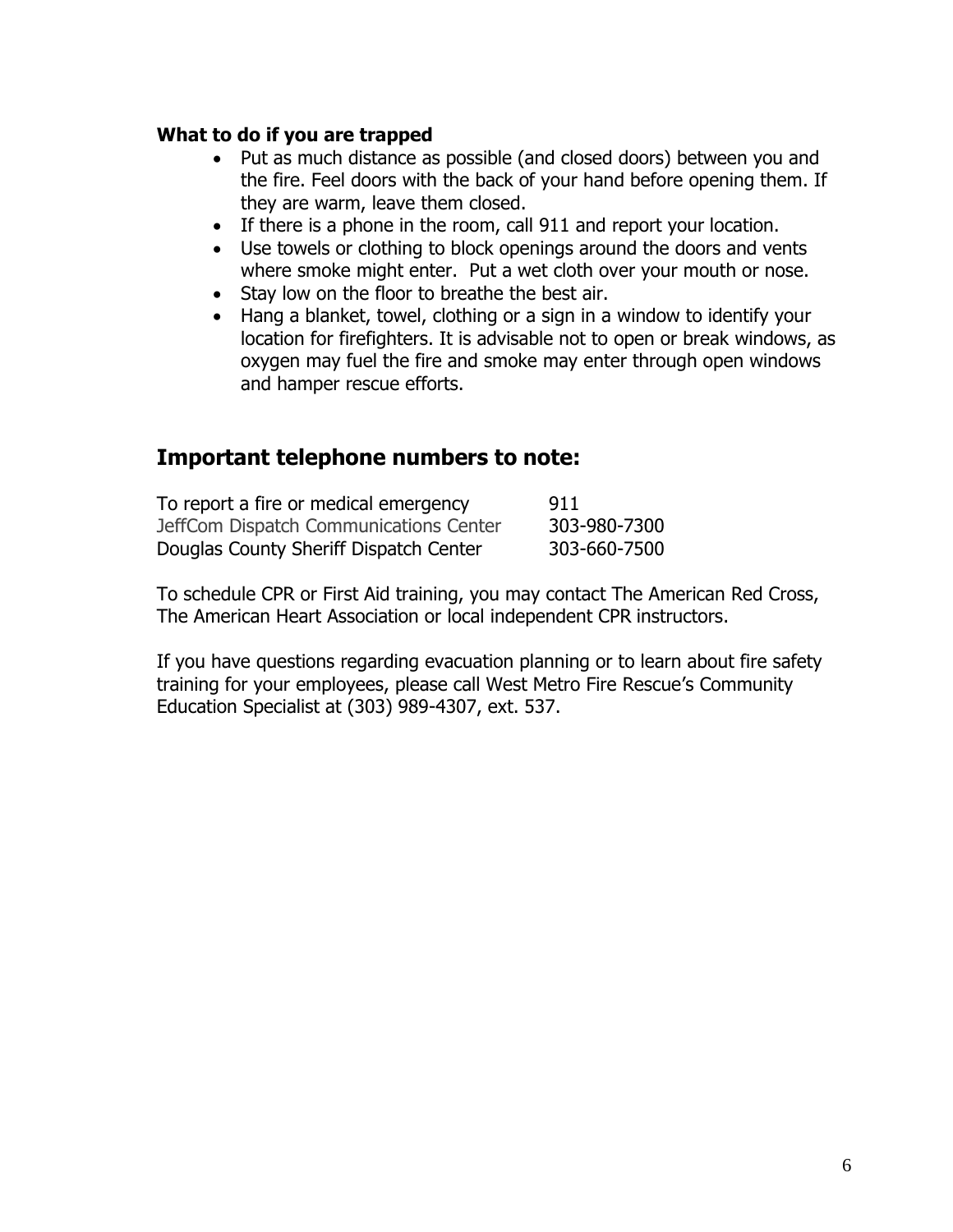**What to do if you are trapped**

- Put as much distance as possible (and closed doors) between you and the fire. Feel doors with the back of your hand before opening them. If they are warm, leave them closed.
- If there is a phone in the room, call 911 and report your location.
- Use towels or clothing to block openings around the doors and vents where smoke might enter. Put a wet cloth over your mouth or nose.
- Stay low on the floor to breathe the best air.
- Hang a blanket, towel, clothing or a sign in a window to identify your location for firefighters. It is advisable not to open or break windows, as oxygen may fuel the fire and smoke may enter through open windows and hamper rescue efforts.

## Important telephone numbers to note:

| | |
|---|---|
| To report a fire or medical emergency | 911 |
| JeffCom Dispatch Communications Center | 303-980-7300 |
| Douglas County Sheriff Dispatch Center | 303-660-7500 |

To schedule CPR or First Aid training, you may contact The American Red Cross, The American Heart Association or local independent CPR instructors.

If you have questions regarding evacuation planning or to learn about fire safety training for your employees, please call West Metro Fire Rescue's Community Education Specialist at (303) 989-4307, ext. 537.